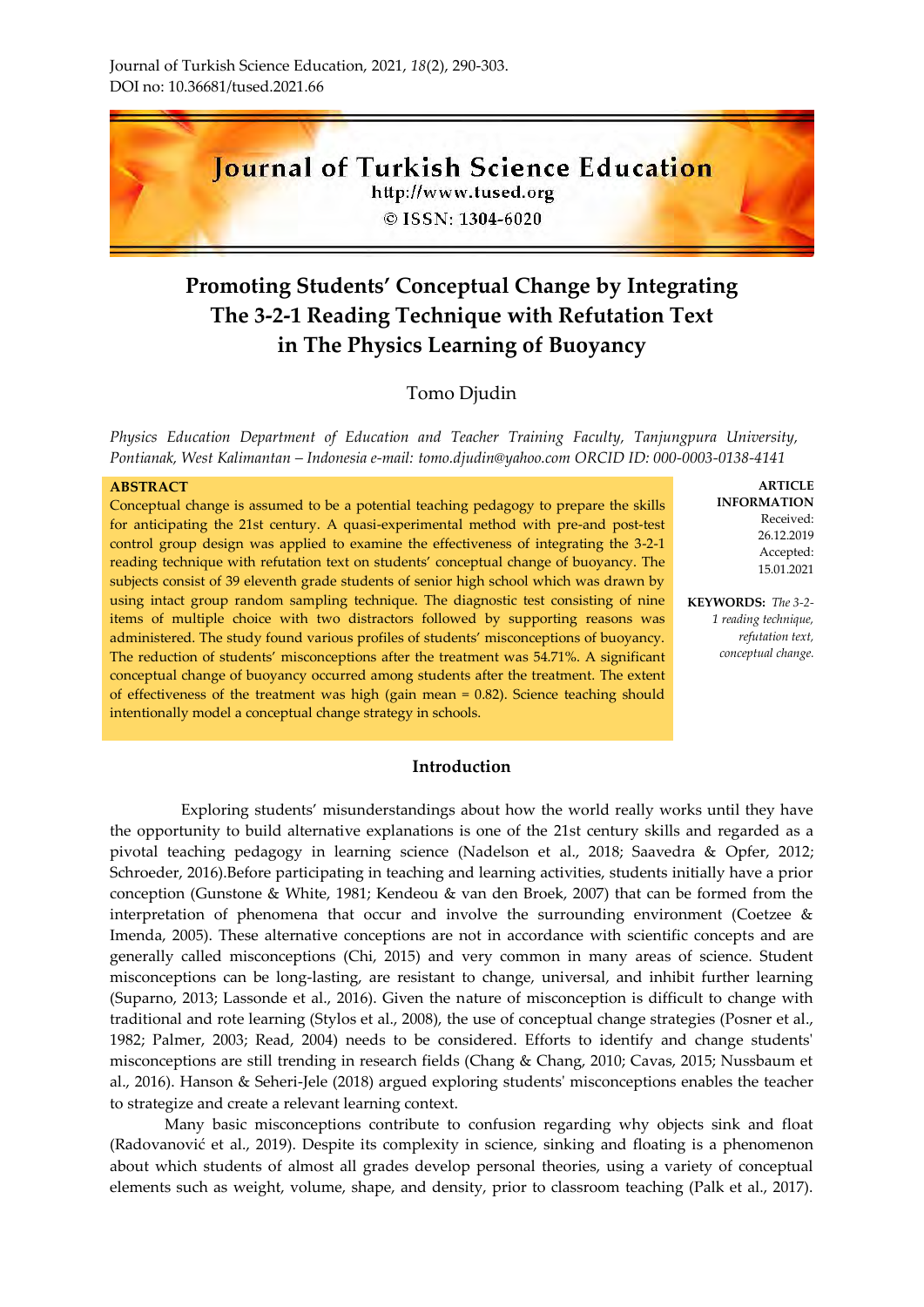Journal of Turkish Science Education, 2021, *18*(2), 290-303.
DOI no: 10.36681/tused.2021.66

Journal of Turkish Science Education
http://www.tused.org
© ISSN: 1304-6020

# Promoting Students' Conceptual Change by Integrating The 3-2-1 Reading Technique with Refutation Text in The Physics Learning of Buoyancy

Tomo Djudin

*Physics Education Department of Education and Teacher Training Faculty, Tanjungpura University, Pontianak, West Kalimantan – Indonesia e-mail: tomo.djudin@yahoo.com ORCID ID: 000-0003-0138-4141*

**ABSTRACT**

Conceptual change is assumed to be a potential teaching pedagogy to prepare the skills for anticipating the 21st century. A quasi-experimental method with pre-and post-test control group design was applied to examine the effectiveness of integrating the 3-2-1 reading technique with refutation text on students' conceptual change of buoyancy. The subjects consist of 39 eleventh grade students of senior high school which was drawn by using intact group random sampling technique. The diagnostic test consisting of nine items of multiple choice with two distractors followed by supporting reasons was administered. The study found various profiles of students' misconceptions of buoyancy. The reduction of students' misconceptions after the treatment was 54.71%. A significant conceptual change of buoyancy occurred among students after the treatment. The extent of effectiveness of the treatment was high (gain mean = 0.82). Science teaching should intentionally model a conceptual change strategy in schools.

**ARTICLE INFORMATION**
Received: 26.12.2019
Accepted: 15.01.2021

**KEYWORDS:** *The 3-2-1 reading technique, refutation text, conceptual change.*

## Introduction

Exploring students' misunderstandings about how the world really works until they have the opportunity to build alternative explanations is one of the 21st century skills and regarded as a pivotal teaching pedagogy in learning science (Nadelson et al., 2018; Saavedra & Opfer, 2012; Schroeder, 2016).Before participating in teaching and learning activities, students initially have a prior conception (Gunstone & White, 1981; Kendeou & van den Broek, 2007) that can be formed from the interpretation of phenomena that occur and involve the surrounding environment (Coetzee & Imenda, 2005). These alternative conceptions are not in accordance with scientific concepts and are generally called misconceptions (Chi, 2015) and very common in many areas of science. Student misconceptions can be long-lasting, are resistant to change, universal, and inhibit further learning (Suparno, 2013; Lassonde et al., 2016). Given the nature of misconception is difficult to change with traditional and rote learning (Stylos et al., 2008), the use of conceptual change strategies (Posner et al., 1982; Palmer, 2003; Read, 2004) needs to be considered. Efforts to identify and change students' misconceptions are still trending in research fields (Chang & Chang, 2010; Cavas, 2015; Nussbaum et al., 2016). Hanson & Seheri-Jele (2018) argued exploring students' misconceptions enables the teacher to strategize and create a relevant learning context.

Many basic misconceptions contribute to confusion regarding why objects sink and float (Radovanović et al., 2019). Despite its complexity in science, sinking and floating is a phenomenon about which students of almost all grades develop personal theories, using a variety of conceptual elements such as weight, volume, shape, and density, prior to classroom teaching (Palk et al., 2017).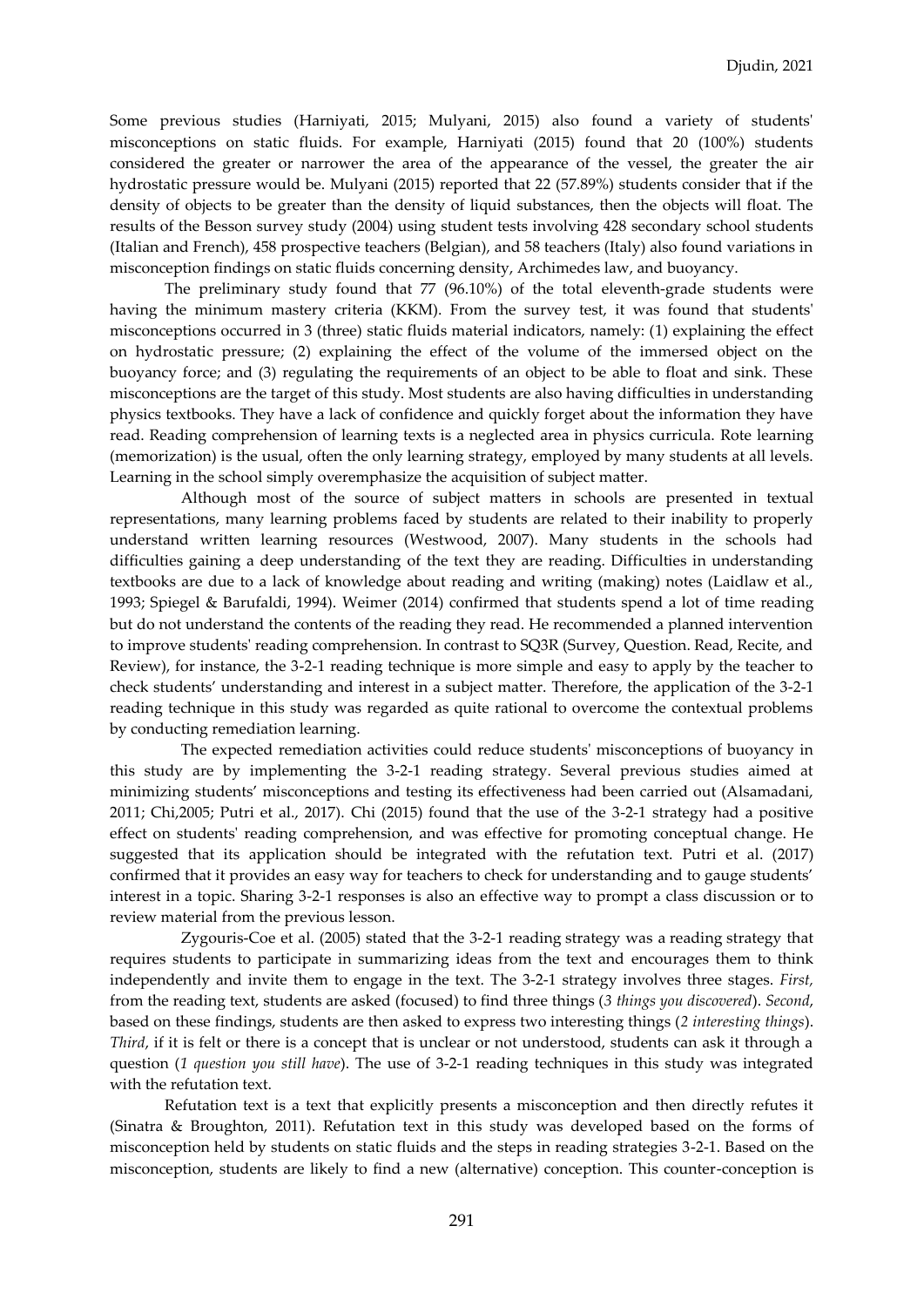Some previous studies (Harniyati, 2015; Mulyani, 2015) also found a variety of students' misconceptions on static fluids. For example, Harniyati (2015) found that 20 (100%) students considered the greater or narrower the area of the appearance of the vessel, the greater the air hydrostatic pressure would be. Mulyani (2015) reported that 22 (57.89%) students consider that if the density of objects to be greater than the density of liquid substances, then the objects will float. The results of the Besson survey study (2004) using student tests involving 428 secondary school students (Italian and French), 458 prospective teachers (Belgian), and 58 teachers (Italy) also found variations in misconception findings on static fluids concerning density, Archimedes law, and buoyancy.

The preliminary study found that 77 (96.10%) of the total eleventh-grade students were having the minimum mastery criteria (KKM). From the survey test, it was found that students' misconceptions occurred in 3 (three) static fluids material indicators, namely: (1) explaining the effect on hydrostatic pressure; (2) explaining the effect of the volume of the immersed object on the buoyancy force; and (3) regulating the requirements of an object to be able to float and sink. These misconceptions are the target of this study. Most students are also having difficulties in understanding physics textbooks. They have a lack of confidence and quickly forget about the information they have read. Reading comprehension of learning texts is a neglected area in physics curricula. Rote learning (memorization) is the usual, often the only learning strategy, employed by many students at all levels. Learning in the school simply overemphasize the acquisition of subject matter.

Although most of the source of subject matters in schools are presented in textual representations, many learning problems faced by students are related to their inability to properly understand written learning resources (Westwood, 2007). Many students in the schools had difficulties gaining a deep understanding of the text they are reading. Difficulties in understanding textbooks are due to a lack of knowledge about reading and writing (making) notes (Laidlaw et al., 1993; Spiegel & Barufaldi, 1994). Weimer (2014) confirmed that students spend a lot of time reading but do not understand the contents of the reading they read. He recommended a planned intervention to improve students' reading comprehension. In contrast to SQ3R (Survey, Question. Read, Recite, and Review), for instance, the 3-2-1 reading technique is more simple and easy to apply by the teacher to check students' understanding and interest in a subject matter. Therefore, the application of the 3-2-1 reading technique in this study was regarded as quite rational to overcome the contextual problems by conducting remediation learning.

The expected remediation activities could reduce students' misconceptions of buoyancy in this study are by implementing the 3-2-1 reading strategy. Several previous studies aimed at minimizing students' misconceptions and testing its effectiveness had been carried out (Alsamadani, 2011; Chi,2005; Putri et al., 2017). Chi (2015) found that the use of the 3-2-1 strategy had a positive effect on students' reading comprehension, and was effective for promoting conceptual change. He suggested that its application should be integrated with the refutation text. Putri et al. (2017) confirmed that it provides an easy way for teachers to check for understanding and to gauge students' interest in a topic. Sharing 3-2-1 responses is also an effective way to prompt a class discussion or to review material from the previous lesson.

Zygouris-Coe et al. (2005) stated that the 3-2-1 reading strategy was a reading strategy that requires students to participate in summarizing ideas from the text and encourages them to think independently and invite them to engage in the text. The 3-2-1 strategy involves three stages. *First,* from the reading text, students are asked (focused) to find three things (*3 things you discovered*). *Second*, based on these findings, students are then asked to express two interesting things (*2 interesting things*). *Third*, if it is felt or there is a concept that is unclear or not understood, students can ask it through a question (*1 question you still have*). The use of 3-2-1 reading techniques in this study was integrated with the refutation text.

Refutation text is a text that explicitly presents a misconception and then directly refutes it (Sinatra & Broughton, 2011). Refutation text in this study was developed based on the forms of misconception held by students on static fluids and the steps in reading strategies 3-2-1. Based on the misconception, students are likely to find a new (alternative) conception. This counter-conception is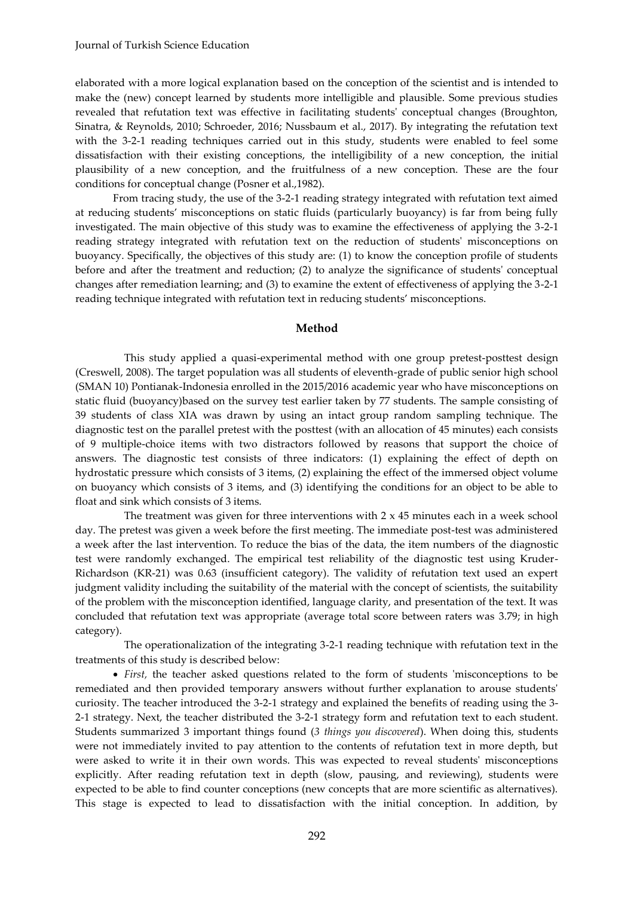elaborated with a more logical explanation based on the conception of the scientist and is intended to make the (new) concept learned by students more intelligible and plausible. Some previous studies revealed that refutation text was effective in facilitating students' conceptual changes (Broughton, Sinatra, & Reynolds, 2010; Schroeder, 2016; Nussbaum et al., 2017). By integrating the refutation text with the 3-2-1 reading techniques carried out in this study, students were enabled to feel some dissatisfaction with their existing conceptions, the intelligibility of a new conception, the initial plausibility of a new conception, and the fruitfulness of a new conception. These are the four conditions for conceptual change (Posner et al.,1982).

From tracing study, the use of the 3-2-1 reading strategy integrated with refutation text aimed at reducing students' misconceptions on static fluids (particularly buoyancy) is far from being fully investigated. The main objective of this study was to examine the effectiveness of applying the 3-2-1 reading strategy integrated with refutation text on the reduction of students' misconceptions on buoyancy. Specifically, the objectives of this study are: (1) to know the conception profile of students before and after the treatment and reduction; (2) to analyze the significance of students' conceptual changes after remediation learning; and (3) to examine the extent of effectiveness of applying the 3-2-1 reading technique integrated with refutation text in reducing students' misconceptions.

## Method

This study applied a quasi-experimental method with one group pretest-posttest design (Creswell, 2008). The target population was all students of eleventh-grade of public senior high school (SMAN 10) Pontianak-Indonesia enrolled in the 2015/2016 academic year who have misconceptions on static fluid (buoyancy)based on the survey test earlier taken by 77 students. The sample consisting of 39 students of class XIA was drawn by using an intact group random sampling technique. The diagnostic test on the parallel pretest with the posttest (with an allocation of 45 minutes) each consists of 9 multiple-choice items with two distractors followed by reasons that support the choice of answers. The diagnostic test consists of three indicators: (1) explaining the effect of depth on hydrostatic pressure which consists of 3 items, (2) explaining the effect of the immersed object volume on buoyancy which consists of 3 items, and (3) identifying the conditions for an object to be able to float and sink which consists of 3 items.

The treatment was given for three interventions with 2 x 45 minutes each in a week school day. The pretest was given a week before the first meeting. The immediate post-test was administered a week after the last intervention. To reduce the bias of the data, the item numbers of the diagnostic test were randomly exchanged. The empirical test reliability of the diagnostic test using Kruder-Richardson (KR-21) was 0.63 (insufficient category). The validity of refutation text used an expert judgment validity including the suitability of the material with the concept of scientists, the suitability of the problem with the misconception identified, language clarity, and presentation of the text. It was concluded that refutation text was appropriate (average total score between raters was 3.79; in high category).

The operationalization of the integrating 3-2-1 reading technique with refutation text in the treatments of this study is described below:

- *First*, the teacher asked questions related to the form of students 'misconceptions to be remediated and then provided temporary answers without further explanation to arouse students' curiosity. The teacher introduced the 3-2-1 strategy and explained the benefits of reading using the 3-2-1 strategy. Next, the teacher distributed the 3-2-1 strategy form and refutation text to each student. Students summarized 3 important things found (*3 things you discovered*). When doing this, students were not immediately invited to pay attention to the contents of refutation text in more depth, but were asked to write it in their own words. This was expected to reveal students' misconceptions explicitly. After reading refutation text in depth (slow, pausing, and reviewing), students were expected to be able to find counter conceptions (new concepts that are more scientific as alternatives). This stage is expected to lead to dissatisfaction with the initial conception. In addition, by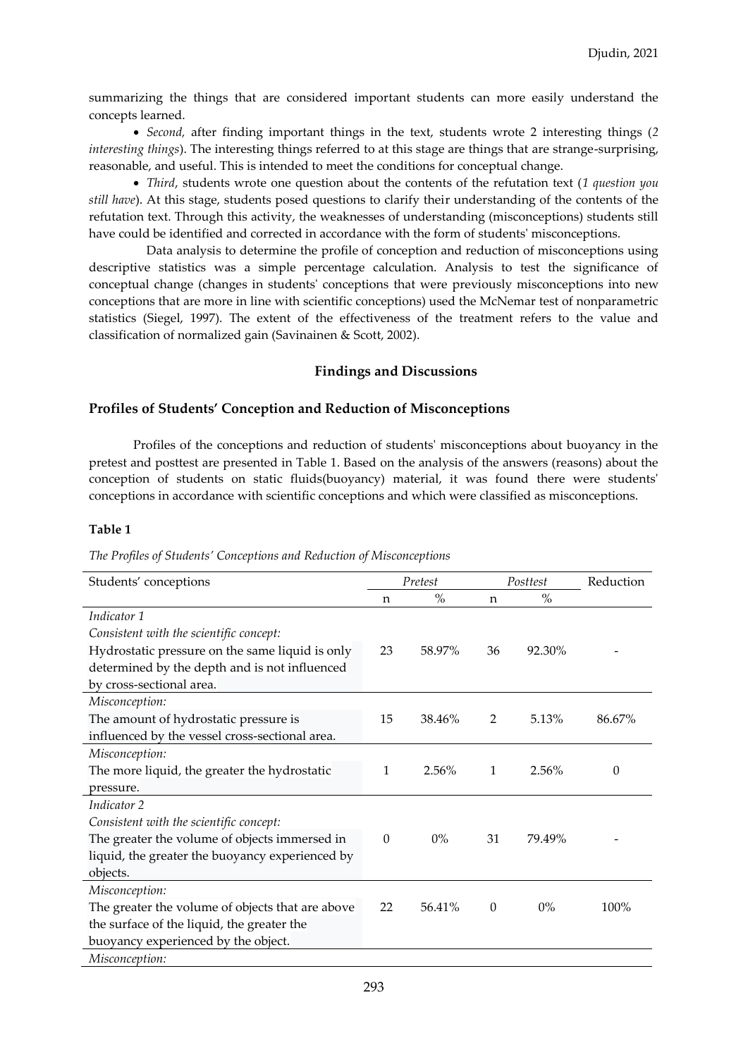summarizing the things that are considered important students can more easily understand the concepts learned.

- *Second,* after finding important things in the text, students wrote 2 interesting things (*2 interesting things*). The interesting things referred to at this stage are things that are strange-surprising, reasonable, and useful. This is intended to meet the conditions for conceptual change.
- *Third*, students wrote one question about the contents of the refutation text (*1 question you still have*). At this stage, students posed questions to clarify their understanding of the contents of the refutation text. Through this activity, the weaknesses of understanding (misconceptions) students still have could be identified and corrected in accordance with the form of students' misconceptions.

Data analysis to determine the profile of conception and reduction of misconceptions using descriptive statistics was a simple percentage calculation. Analysis to test the significance of conceptual change (changes in students' conceptions that were previously misconceptions into new conceptions that are more in line with scientific conceptions) used the McNemar test of nonparametric statistics (Siegel, 1997). The extent of the effectiveness of the treatment refers to the value and classification of normalized gain (Savinainen & Scott, 2002).

## Findings and Discussions

### Profiles of Students' Conception and Reduction of Misconceptions

Profiles of the conceptions and reduction of students' misconceptions about buoyancy in the pretest and posttest are presented in Table 1. Based on the analysis of the answers (reasons) about the conception of students on static fluids(buoyancy) material, it was found there were students' conceptions in accordance with scientific conceptions and which were classified as misconceptions.

**Table 1**

*The Profiles of Students' Conceptions and Reduction of Misconceptions*

| Students' conceptions | *Pretest* | | *Posttest* | | Reduction |
|---|---|---|---|---|---|
| | n | % | n | % | |
| *Indicator 1* | | | | | |
| *Consistent with the scientific concept:* Hydrostatic pressure on the same liquid is only determined by the depth and is not influenced by cross-sectional area. | 23 | 58.97% | 36 | 92.30% | - |
| *Misconception:* The amount of hydrostatic pressure is influenced by the vessel cross-sectional area. | 15 | 38.46% | 2 | 5.13% | 86.67% |
| *Misconception:* The more liquid, the greater the hydrostatic pressure. | 1 | 2.56% | 1 | 2.56% | 0 |
| *Indicator 2* | | | | | |
| *Consistent with the scientific concept:* The greater the volume of objects immersed in liquid, the greater the buoyancy experienced by objects. | 0 | 0% | 31 | 79.49% | - |
| *Misconception:* The greater the volume of objects that are above the surface of the liquid, the greater the buoyancy experienced by the object. | 22 | 56.41% | 0 | 0% | 100% |
| *Misconception:* | | | | | |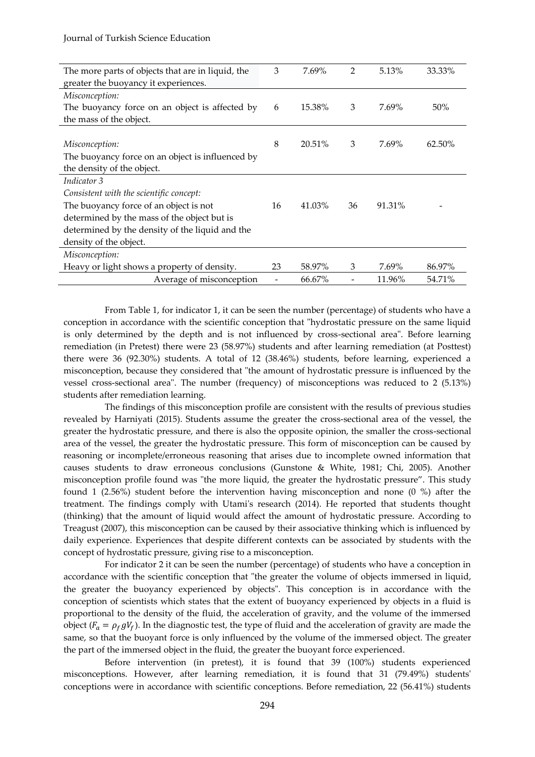| | | | | | |
|---|---|---|---|---|---|
| The more parts of objects that are in liquid, the greater the buoyancy it experiences. | 3 | 7.69% | 2 | 5.13% | 33.33% |
| *Misconception:* The buoyancy force on an object is affected by the mass of the object. | 6 | 15.38% | 3 | 7.69% | 50% |
| *Misconception:* The buoyancy force on an object is influenced by the density of the object. | 8 | 20.51% | 3 | 7.69% | 62.50% |
| *Indicator 3* *Consistent with the scientific concept:* The buoyancy force of an object is not determined by the mass of the object but is determined by the density of the liquid and the density of the object. | 16 | 41.03% | 36 | 91.31% | - |
| *Misconception:* Heavy or light shows a property of density. | 23 | 58.97% | 3 | 7.69% | 86.97% |
| Average of misconception | - | 66.67% | - | 11.96% | 54.71% |

From Table 1, for indicator 1, it can be seen the number (percentage) of students who have a conception in accordance with the scientific conception that "hydrostatic pressure on the same liquid is only determined by the depth and is not influenced by cross-sectional area". Before learning remediation (in Pretest) there were 23 (58.97%) students and after learning remediation (at Posttest) there were 36 (92.30%) students. A total of 12 (38.46%) students, before learning, experienced a misconception, because they considered that "the amount of hydrostatic pressure is influenced by the vessel cross-sectional area". The number (frequency) of misconceptions was reduced to 2 (5.13%) students after remediation learning.

The findings of this misconception profile are consistent with the results of previous studies revealed by Harniyati (2015). Students assume the greater the cross-sectional area of the vessel, the greater the hydrostatic pressure, and there is also the opposite opinion, the smaller the cross-sectional area of the vessel, the greater the hydrostatic pressure. This form of misconception can be caused by reasoning or incomplete/erroneous reasoning that arises due to incomplete owned information that causes students to draw erroneous conclusions (Gunstone & White, 1981; Chi, 2005). Another misconception profile found was "the more liquid, the greater the hydrostatic pressure". This study found 1 (2.56%) student before the intervention having misconception and none (0 %) after the treatment. The findings comply with Utami's research (2014). He reported that students thought (thinking) that the amount of liquid would affect the amount of hydrostatic pressure. According to Treagust (2007), this misconception can be caused by their associative thinking which is influenced by daily experience. Experiences that despite different contexts can be associated by students with the concept of hydrostatic pressure, giving rise to a misconception.

For indicator 2 it can be seen the number (percentage) of students who have a conception in accordance with the scientific conception that "the greater the volume of objects immersed in liquid, the greater the buoyancy experienced by objects". This conception is in accordance with the conception of scientists which states that the extent of buoyancy experienced by objects in a fluid is proportional to the density of the fluid, the acceleration of gravity, and the volume of the immersed object ($F_a = \rho_f g V_f$). In the diagnostic test, the type of fluid and the acceleration of gravity are made the same, so that the buoyant force is only influenced by the volume of the immersed object. The greater the part of the immersed object in the fluid, the greater the buoyant force experienced.

Before intervention (in pretest), it is found that 39 (100%) students experienced misconceptions. However, after learning remediation, it is found that 31 (79.49%) students' conceptions were in accordance with scientific conceptions. Before remediation, 22 (56.41%) students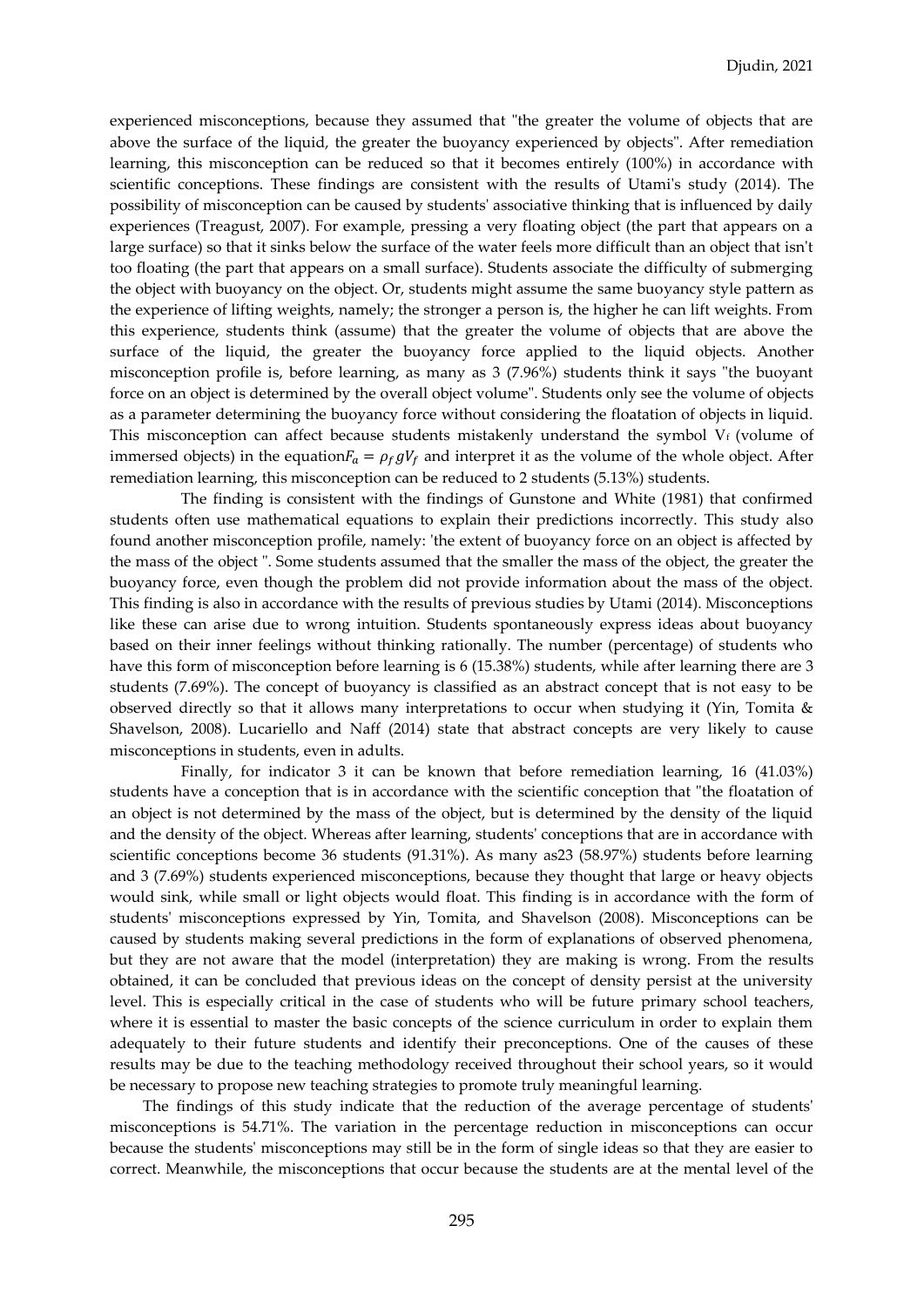experienced misconceptions, because they assumed that "the greater the volume of objects that are above the surface of the liquid, the greater the buoyancy experienced by objects". After remediation learning, this misconception can be reduced so that it becomes entirely (100%) in accordance with scientific conceptions. These findings are consistent with the results of Utami's study (2014). The possibility of misconception can be caused by students' associative thinking that is influenced by daily experiences (Treagust, 2007). For example, pressing a very floating object (the part that appears on a large surface) so that it sinks below the surface of the water feels more difficult than an object that isn't too floating (the part that appears on a small surface). Students associate the difficulty of submerging the object with buoyancy on the object. Or, students might assume the same buoyancy style pattern as the experience of lifting weights, namely; the stronger a person is, the higher he can lift weights. From this experience, students think (assume) that the greater the volume of objects that are above the surface of the liquid, the greater the buoyancy force applied to the liquid objects. Another misconception profile is, before learning, as many as 3 (7.96%) students think it says "the buoyant force on an object is determined by the overall object volume". Students only see the volume of objects as a parameter determining the buoyancy force without considering the floatation of objects in liquid. This misconception can affect because students mistakenly understand the symbol $V_f$ (volume of immersed objects) in the equation$F_a = \rho_f g V_f$ and interpret it as the volume of the whole object. After remediation learning, this misconception can be reduced to 2 students (5.13%) students.

The finding is consistent with the findings of Gunstone and White (1981) that confirmed students often use mathematical equations to explain their predictions incorrectly. This study also found another misconception profile, namely: 'the extent of buoyancy force on an object is affected by the mass of the object ". Some students assumed that the smaller the mass of the object, the greater the buoyancy force, even though the problem did not provide information about the mass of the object. This finding is also in accordance with the results of previous studies by Utami (2014). Misconceptions like these can arise due to wrong intuition. Students spontaneously express ideas about buoyancy based on their inner feelings without thinking rationally. The number (percentage) of students who have this form of misconception before learning is 6 (15.38%) students, while after learning there are 3 students (7.69%). The concept of buoyancy is classified as an abstract concept that is not easy to be observed directly so that it allows many interpretations to occur when studying it (Yin, Tomita & Shavelson, 2008). Lucariello and Naff (2014) state that abstract concepts are very likely to cause misconceptions in students, even in adults.

Finally, for indicator 3 it can be known that before remediation learning, 16 (41.03%) students have a conception that is in accordance with the scientific conception that "the floatation of an object is not determined by the mass of the object, but is determined by the density of the liquid and the density of the object. Whereas after learning, students' conceptions that are in accordance with scientific conceptions become 36 students (91.31%). As many as23 (58.97%) students before learning and 3 (7.69%) students experienced misconceptions, because they thought that large or heavy objects would sink, while small or light objects would float. This finding is in accordance with the form of students' misconceptions expressed by Yin, Tomita, and Shavelson (2008). Misconceptions can be caused by students making several predictions in the form of explanations of observed phenomena, but they are not aware that the model (interpretation) they are making is wrong. From the results obtained, it can be concluded that previous ideas on the concept of density persist at the university level. This is especially critical in the case of students who will be future primary school teachers, where it is essential to master the basic concepts of the science curriculum in order to explain them adequately to their future students and identify their preconceptions. One of the causes of these results may be due to the teaching methodology received throughout their school years, so it would be necessary to propose new teaching strategies to promote truly meaningful learning.

The findings of this study indicate that the reduction of the average percentage of students' misconceptions is 54.71%. The variation in the percentage reduction in misconceptions can occur because the students' misconceptions may still be in the form of single ideas so that they are easier to correct. Meanwhile, the misconceptions that occur because the students are at the mental level of the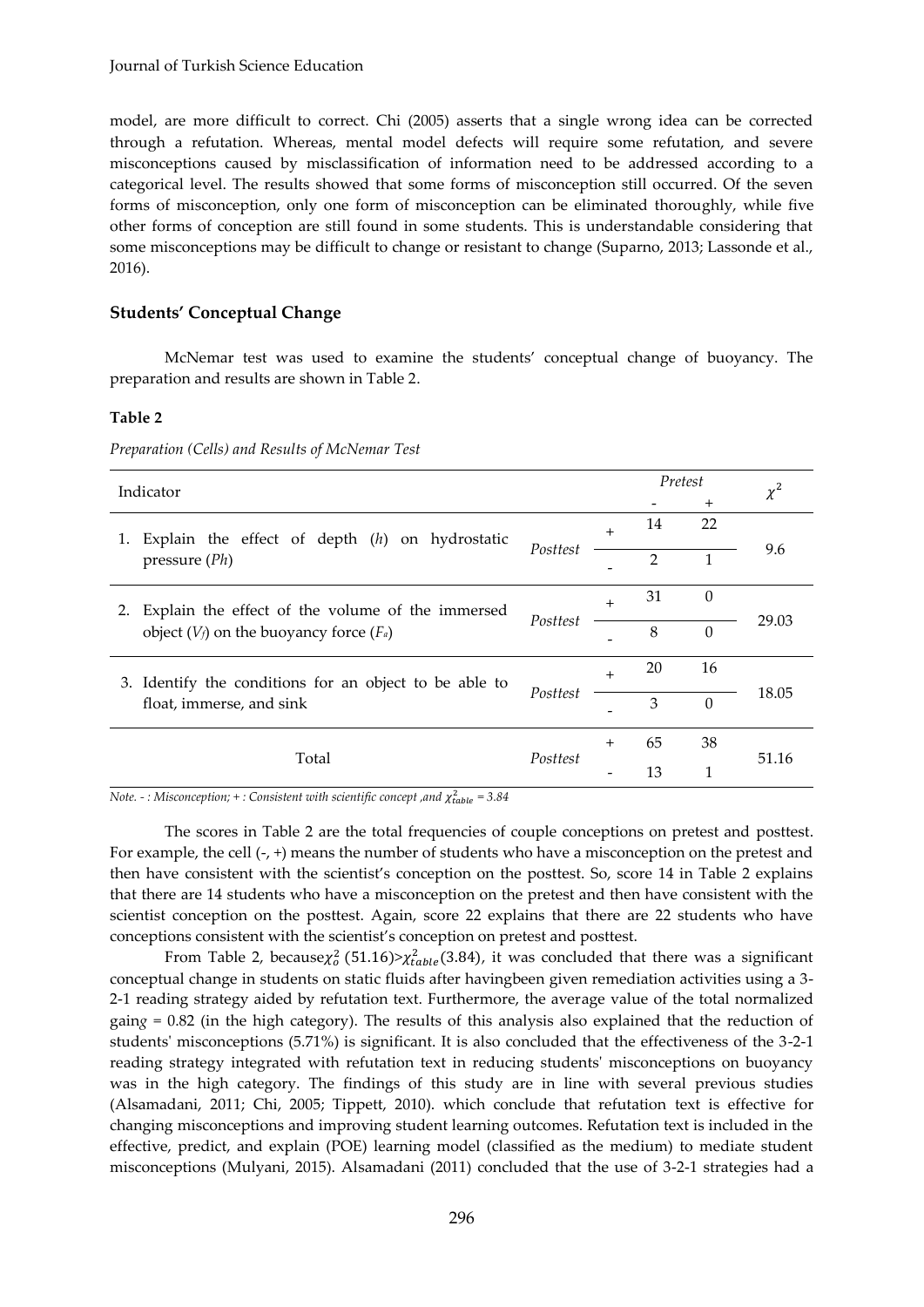model, are more difficult to correct. Chi (2005) asserts that a single wrong idea can be corrected through a refutation. Whereas, mental model defects will require some refutation, and severe misconceptions caused by misclassification of information need to be addressed according to a categorical level. The results showed that some forms of misconception still occurred. Of the seven forms of misconception, only one form of misconception can be eliminated thoroughly, while five other forms of conception are still found in some students. This is understandable considering that some misconceptions may be difficult to change or resistant to change (Suparno, 2013; Lassonde et al., 2016).

## Students' Conceptual Change

McNemar test was used to examine the students' conceptual change of buoyancy. The preparation and results are shown in Table 2.

**Table 2**

*Preparation (Cells) and Results of McNemar Test*

| Indicator | | | *Pretest* - | *Pretest* + | $\chi^2$ |
|---|---|---|---|---|---|
| 1. Explain the effect of depth (*h*) on hydrostatic pressure (*Ph*) | *Posttest* | + | 14 | 22 | 9.6 |
| | | - | 2 | 1 | |
| 2. Explain the effect of the volume of the immersed object ($V_f$) on the buoyancy force ($F_a$) | *Posttest* | + | 31 | 0 | 29.03 |
| | | - | 8 | 0 | |
| 3. Identify the conditions for an object to be able to float, immerse, and sink | *Posttest* | + | 20 | 16 | 18.05 |
| | | - | 3 | 0 | |
| Total | *Posttest* | + | 65 | 38 | 51.16 |
| | | - | 13 | 1 | |

*Note. - : Misconception; + : Consistent with scientific concept ,and* $\chi^2_{table}$ *= 3.84*

The scores in Table 2 are the total frequencies of couple conceptions on pretest and posttest. For example, the cell (-, +) means the number of students who have a misconception on the pretest and then have consistent with the scientist's conception on the posttest. So, score 14 in Table 2 explains that there are 14 students who have a misconception on the pretest and then have consistent with the scientist conception on the posttest. Again, score 22 explains that there are 22 students who have conceptions consistent with the scientist's conception on pretest and posttest.

From Table 2, because$\chi^2_o$ (51.16)>$\chi^2_{table}$(3.84), it was concluded that there was a significant conceptual change in students on static fluids after havingbeen given remediation activities using a 3-2-1 reading strategy aided by refutation text. Furthermore, the average value of the total normalized gain*g* = 0.82 (in the high category). The results of this analysis also explained that the reduction of students' misconceptions (5.71%) is significant. It is also concluded that the effectiveness of the 3-2-1 reading strategy integrated with refutation text in reducing students' misconceptions on buoyancy was in the high category. The findings of this study are in line with several previous studies (Alsamadani, 2011; Chi, 2005; Tippett, 2010). which conclude that refutation text is effective for changing misconceptions and improving student learning outcomes. Refutation text is included in the effective, predict, and explain (POE) learning model (classified as the medium) to mediate student misconceptions (Mulyani, 2015). Alsamadani (2011) concluded that the use of 3-2-1 strategies had a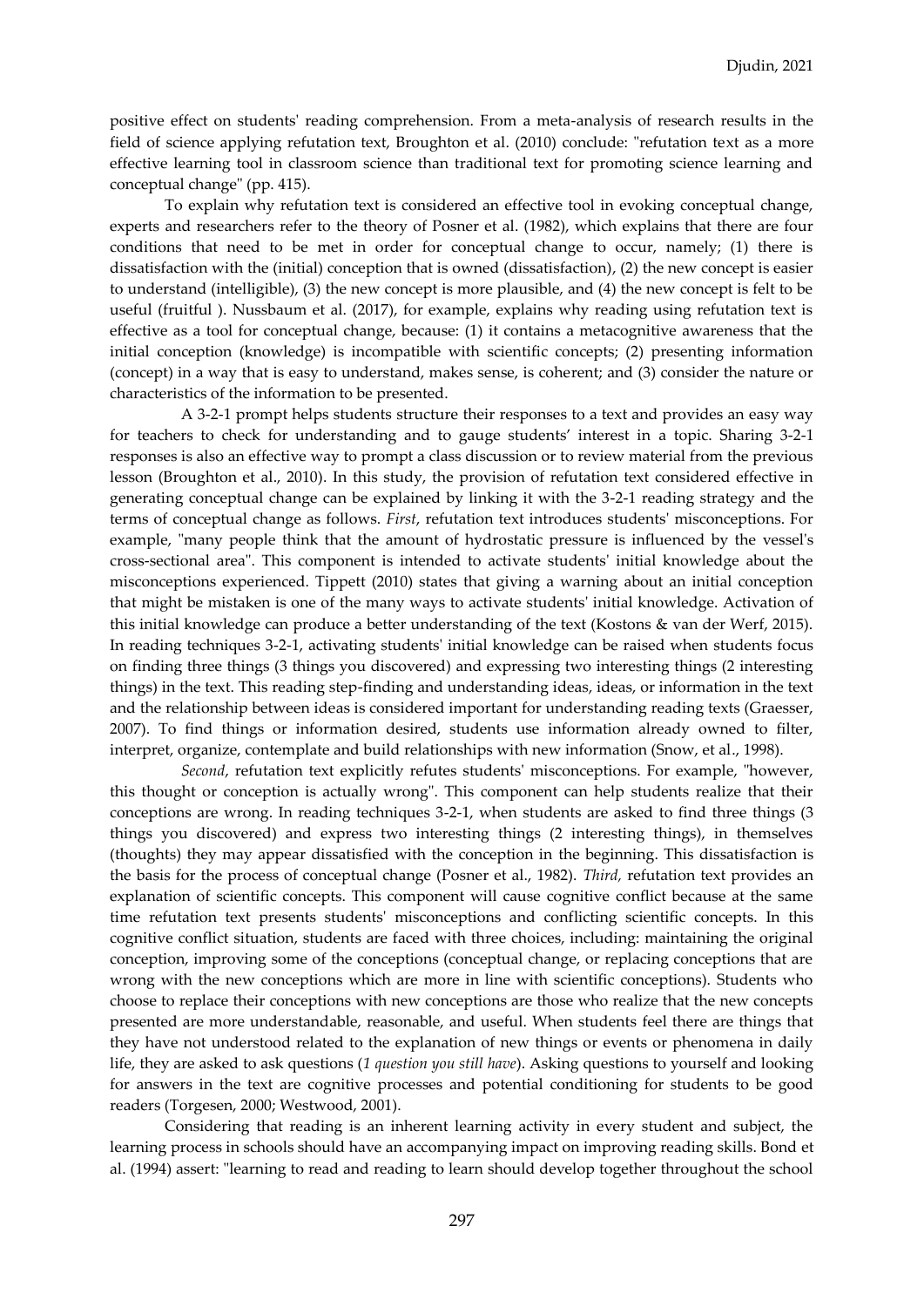positive effect on students' reading comprehension. From a meta-analysis of research results in the field of science applying refutation text, Broughton et al. (2010) conclude: "refutation text as a more effective learning tool in classroom science than traditional text for promoting science learning and conceptual change" (pp. 415).

To explain why refutation text is considered an effective tool in evoking conceptual change, experts and researchers refer to the theory of Posner et al. (1982), which explains that there are four conditions that need to be met in order for conceptual change to occur, namely; (1) there is dissatisfaction with the (initial) conception that is owned (dissatisfaction), (2) the new concept is easier to understand (intelligible), (3) the new concept is more plausible, and (4) the new concept is felt to be useful (fruitful ). Nussbaum et al. (2017), for example, explains why reading using refutation text is effective as a tool for conceptual change, because: (1) it contains a metacognitive awareness that the initial conception (knowledge) is incompatible with scientific concepts; (2) presenting information (concept) in a way that is easy to understand, makes sense, is coherent; and (3) consider the nature or characteristics of the information to be presented.

A 3-2-1 prompt helps students structure their responses to a text and provides an easy way for teachers to check for understanding and to gauge students' interest in a topic. Sharing 3-2-1 responses is also an effective way to prompt a class discussion or to review material from the previous lesson (Broughton et al., 2010). In this study, the provision of refutation text considered effective in generating conceptual change can be explained by linking it with the 3-2-1 reading strategy and the terms of conceptual change as follows. *First*, refutation text introduces students' misconceptions. For example, "many people think that the amount of hydrostatic pressure is influenced by the vessel's cross-sectional area". This component is intended to activate students' initial knowledge about the misconceptions experienced. Tippett (2010) states that giving a warning about an initial conception that might be mistaken is one of the many ways to activate students' initial knowledge. Activation of this initial knowledge can produce a better understanding of the text (Kostons & van der Werf, 2015). In reading techniques 3-2-1, activating students' initial knowledge can be raised when students focus on finding three things (3 things you discovered) and expressing two interesting things (2 interesting things) in the text. This reading step-finding and understanding ideas, ideas, or information in the text and the relationship between ideas is considered important for understanding reading texts (Graesser, 2007). To find things or information desired, students use information already owned to filter, interpret, organize, contemplate and build relationships with new information (Snow, et al., 1998).

*Second*, refutation text explicitly refutes students' misconceptions. For example, "however, this thought or conception is actually wrong". This component can help students realize that their conceptions are wrong. In reading techniques 3-2-1, when students are asked to find three things (3 things you discovered) and express two interesting things (2 interesting things), in themselves (thoughts) they may appear dissatisfied with the conception in the beginning. This dissatisfaction is the basis for the process of conceptual change (Posner et al., 1982). *Third,* refutation text provides an explanation of scientific concepts. This component will cause cognitive conflict because at the same time refutation text presents students' misconceptions and conflicting scientific concepts. In this cognitive conflict situation, students are faced with three choices, including: maintaining the original conception, improving some of the conceptions (conceptual change, or replacing conceptions that are wrong with the new conceptions which are more in line with scientific conceptions). Students who choose to replace their conceptions with new conceptions are those who realize that the new concepts presented are more understandable, reasonable, and useful. When students feel there are things that they have not understood related to the explanation of new things or events or phenomena in daily life, they are asked to ask questions (*1 question you still have*). Asking questions to yourself and looking for answers in the text are cognitive processes and potential conditioning for students to be good readers (Torgesen, 2000; Westwood, 2001).

Considering that reading is an inherent learning activity in every student and subject, the learning process in schools should have an accompanying impact on improving reading skills. Bond et al. (1994) assert: "learning to read and reading to learn should develop together throughout the school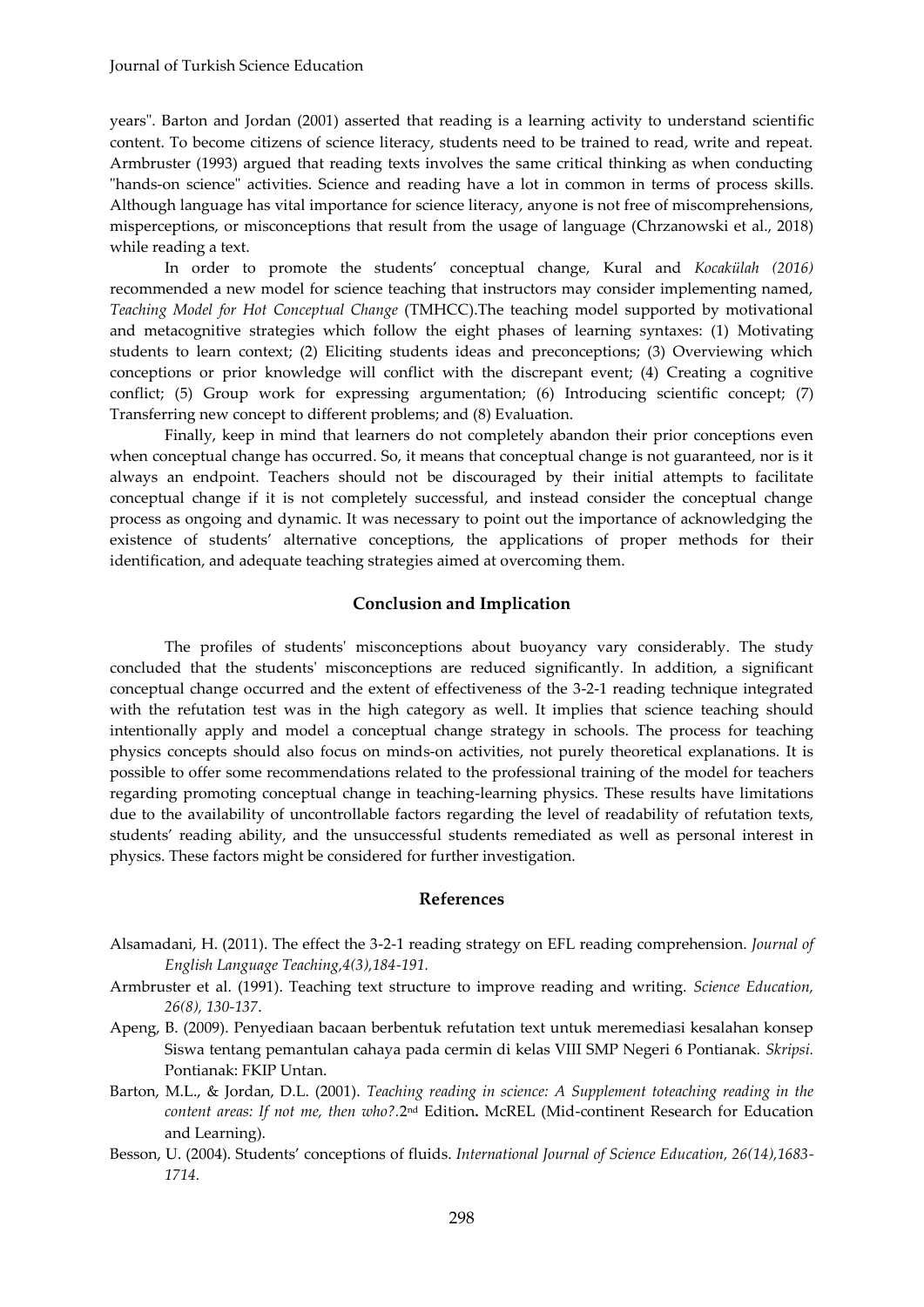years". Barton and Jordan (2001) asserted that reading is a learning activity to understand scientific content. To become citizens of science literacy, students need to be trained to read, write and repeat. Armbruster (1993) argued that reading texts involves the same critical thinking as when conducting "hands-on science" activities. Science and reading have a lot in common in terms of process skills. Although language has vital importance for science literacy, anyone is not free of miscomprehensions, misperceptions, or misconceptions that result from the usage of language (Chrzanowski et al., 2018) while reading a text.

In order to promote the students' conceptual change, Kural and *Kocakülah (2016)* recommended a new model for science teaching that instructors may consider implementing named, *Teaching Model for Hot Conceptual Change* (TMHCC).The teaching model supported by motivational and metacognitive strategies which follow the eight phases of learning syntaxes: (1) Motivating students to learn context; (2) Eliciting students ideas and preconceptions; (3) Overviewing which conceptions or prior knowledge will conflict with the discrepant event; (4) Creating a cognitive conflict; (5) Group work for expressing argumentation; (6) Introducing scientific concept; (7) Transferring new concept to different problems; and (8) Evaluation.

Finally, keep in mind that learners do not completely abandon their prior conceptions even when conceptual change has occurred. So, it means that conceptual change is not guaranteed, nor is it always an endpoint. Teachers should not be discouraged by their initial attempts to facilitate conceptual change if it is not completely successful, and instead consider the conceptual change process as ongoing and dynamic. It was necessary to point out the importance of acknowledging the existence of students' alternative conceptions, the applications of proper methods for their identification, and adequate teaching strategies aimed at overcoming them.

## Conclusion and Implication

The profiles of students' misconceptions about buoyancy vary considerably. The study concluded that the students' misconceptions are reduced significantly. In addition, a significant conceptual change occurred and the extent of effectiveness of the 3-2-1 reading technique integrated with the refutation test was in the high category as well. It implies that science teaching should intentionally apply and model a conceptual change strategy in schools. The process for teaching physics concepts should also focus on minds-on activities, not purely theoretical explanations. It is possible to offer some recommendations related to the professional training of the model for teachers regarding promoting conceptual change in teaching-learning physics. These results have limitations due to the availability of uncontrollable factors regarding the level of readability of refutation texts, students' reading ability, and the unsuccessful students remediated as well as personal interest in physics. These factors might be considered for further investigation.

## References

Alsamadani, H. (2011). The effect the 3-2-1 reading strategy on EFL reading comprehension. *Journal of English Language Teaching,4(3),184-191.*

Armbruster et al. (1991). Teaching text structure to improve reading and writing. *Science Education, 26(8), 130-137*.

Apeng, B. (2009). Penyediaan bacaan berbentuk refutation text untuk meremediasi kesalahan konsep Siswa tentang pemantulan cahaya pada cermin di kelas VIII SMP Negeri 6 Pontianak. *Skripsi.* Pontianak: FKIP Untan.

Barton, M.L., & Jordan, D.L. (2001). *Teaching reading in science: A Supplement toteaching reading in the content areas: If not me, then who?.*2nd Edition**.** McREL (Mid-continent Research for Education and Learning).

Besson, U. (2004). Students' conceptions of fluids. *International Journal of Science Education, 26(14),1683-1714.*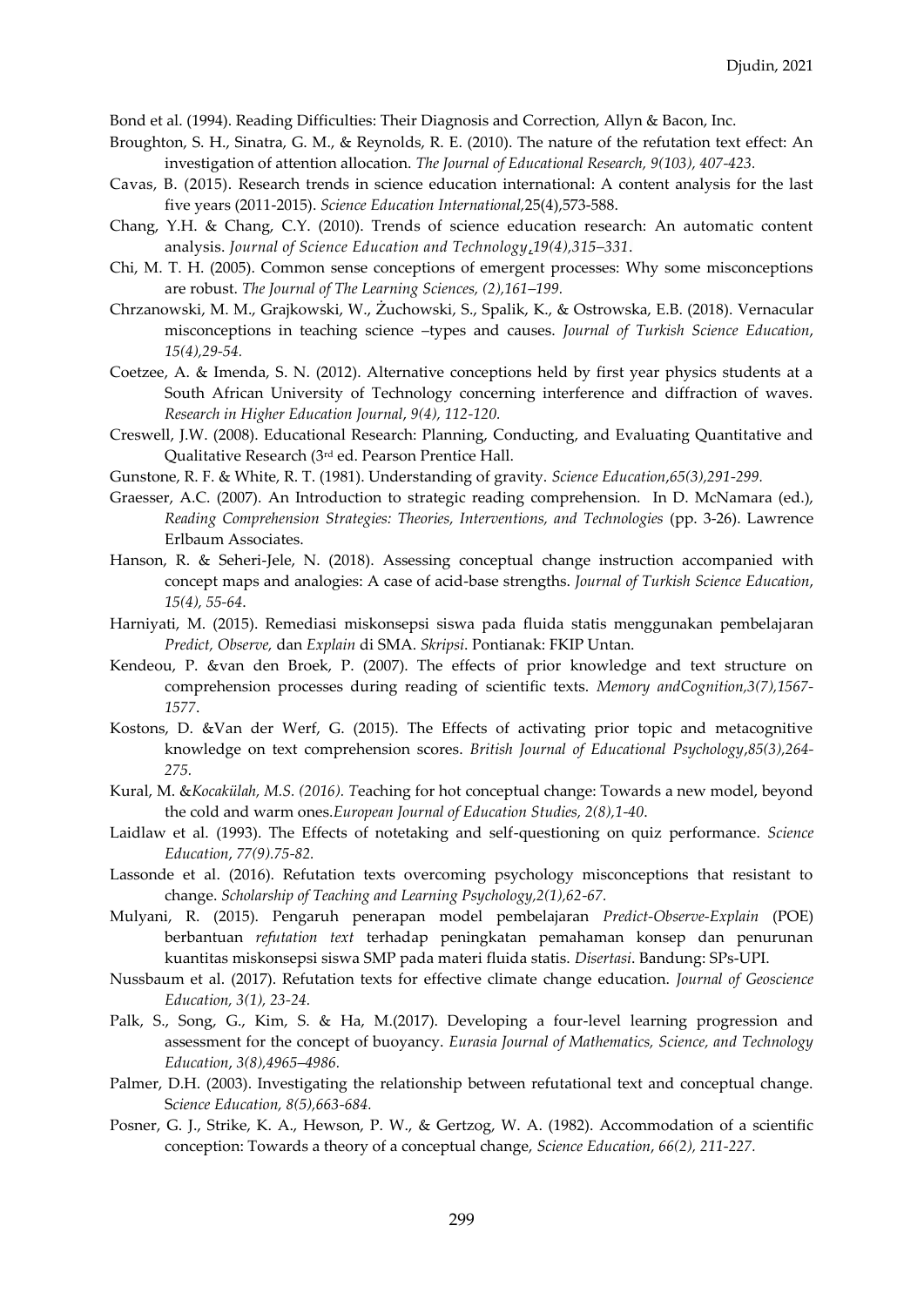Bond et al. (1994). Reading Difficulties: Their Diagnosis and Correction, Allyn & Bacon, Inc.

Broughton, S. H., Sinatra, G. M., & Reynolds, R. E. (2010). The nature of the refutation text effect: An investigation of attention allocation. *The Journal of Educational Research, 9(103), 407-423.*

Cavas, B. (2015). Research trends in science education international: A content analysis for the last five years (2011-2015). *Science Education International,*25(4),573-588.

Chang, Y.H. & Chang, C.Y. (2010). Trends of science education research: An automatic content analysis. *Journal of Science Education and Technology,19(4),315–331*.

Chi, M. T. H. (2005). Common sense conceptions of emergent processes: Why some misconceptions are robust. *The Journal of The Learning Sciences, (2),161–199.*

Chrzanowski, M. M., Grajkowski, W., Żuchowski, S., Spalik, K., & Ostrowska, E.B. (2018). Vernacular misconceptions in teaching science –types and causes. *Journal of Turkish Science Education*, *15(4),29-54.*

Coetzee, A. & Imenda, S. N. (2012). Alternative conceptions held by first year physics students at a South African University of Technology concerning interference and diffraction of waves. *Research in Higher Education Journal*, *9(4), 112-120.*

Creswell, J.W. (2008). Educational Research: Planning, Conducting, and Evaluating Quantitative and Qualitative Research (3rd ed. Pearson Prentice Hall.

Gunstone, R. F. & White, R. T. (1981). Understanding of gravity. *Science Education,65(3),291-299.*

Graesser, A.C. (2007). An Introduction to strategic reading comprehension. In D. McNamara (ed.), *Reading Comprehension Strategies: Theories, Interventions, and Technologies* (pp. 3-26). Lawrence Erlbaum Associates.

Hanson, R. & Seheri-Jele, N. (2018). Assessing conceptual change instruction accompanied with concept maps and analogies: A case of acid-base strengths. *Journal of Turkish Science Education*, *15(4), 55-64*.

Harniyati, M. (2015). Remediasi miskonsepsi siswa pada fluida statis menggunakan pembelajaran *Predict, Observe,* dan *Explain* di SMA. *Skripsi*. Pontianak: FKIP Untan.

Kendeou, P. &van den Broek, P. (2007). The effects of prior knowledge and text structure on comprehension processes during reading of scientific texts. *Memory andCognition,3(7),1567-1577*.

Kostons, D. &Van der Werf, G. (2015). The Effects of activating prior topic and metacognitive knowledge on text comprehension scores. *British Journal of Educational Psychology,85(3),264-275.*

Kural, M. &*Kocakülah, M.S. (2016). T*eaching for hot conceptual change: Towards a new model, beyond the cold and warm ones.*European Journal of Education Studies, 2(8),1-40*.

Laidlaw et al. (1993). The Effects of notetaking and self-questioning on quiz performance. *Science Education*, *77(9).75-82.*

Lassonde et al. (2016). Refutation texts overcoming psychology misconceptions that resistant to change. *Scholarship of Teaching and Learning Psychology,2(1),62-67.*

Mulyani, R. (2015). Pengaruh penerapan model pembelajaran *Predict-Observe-Explain* (POE) berbantuan *refutation text* terhadap peningkatan pemahaman konsep dan penurunan kuantitas miskonsepsi siswa SMP pada materi fluida statis. *Disertasi*. Bandung: SPs-UPI.

Nussbaum et al. (2017). Refutation texts for effective climate change education. *Journal of Geoscience Education, 3(1), 23-24.*

Palk, S., Song, G., Kim, S. & Ha, M.(2017). Developing a four-level learning progression and assessment for the concept of buoyancy. *Eurasia Journal of Mathematics, Science, and Technology Education*, *3(8),4965–4986*.

Palmer, D.H. (2003). Investigating the relationship between refutational text and conceptual change. S*cience Education, 8(5),663-684.*

Posner, G. J., Strike, K. A., Hewson, P. W., & Gertzog, W. A. (1982). Accommodation of a scientific conception: Towards a theory of a conceptual change, *Science Education*, *66(2), 211-227.*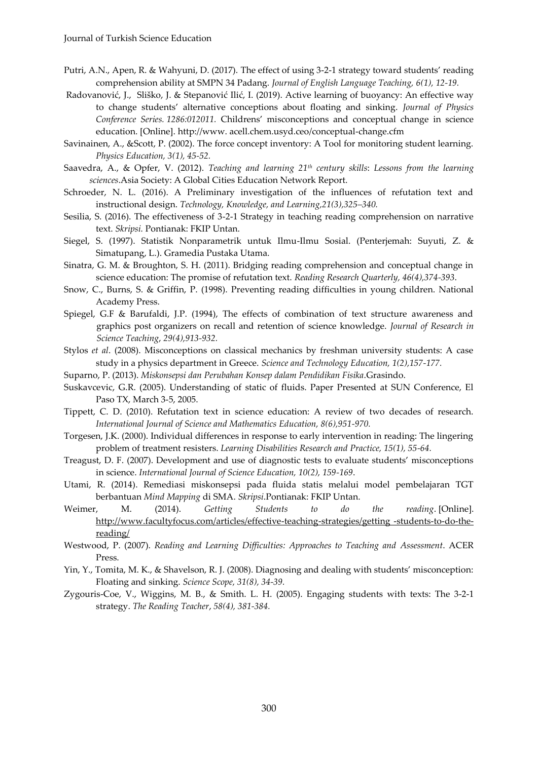Putri, A.N., Apen, R. & Wahyuni, D. (2017). The effect of using 3-2-1 strategy toward students' reading comprehension ability at SMPN 34 Padang. *Journal of English Language Teaching, 6(1), 12-19.*

Radovanović, J., Sliško, J. & Stepanović Ilić, I. (2019). Active learning of buoyancy: An effective way to change students' alternative conceptions about floating and sinking. *Journal of Physics Conference Series. 1286:012011.* Childrens' misconceptions and conceptual change in science education. [Online]. http://www. acell.chem.usyd.ceo/conceptual-change.cfm

Savinainen, A., &Scott, P. (2002). The force concept inventory: A Tool for monitoring student learning. *Physics Education, 3(1), 45-52.*

Saavedra, A., & Opfer, V. (2012). *Teaching and learning 21st century skills*: *Lessons from the learning sciences*.Asia Society: A Global Cities Education Network Report.

Schroeder, N. L. (2016). A Preliminary investigation of the influences of refutation text and instructional design. *Technology, Knowledge, and Learning,21(3),325–340.*

Sesilia, S. (2016). The effectiveness of 3-2-1 Strategy in teaching reading comprehension on narrative text. *Skripsi.* Pontianak: FKIP Untan.

Siegel, S. (1997). Statistik Nonparametrik untuk Ilmu-Ilmu Sosial. (Penterjemah: Suyuti, Z. & Simatupang, L.). Gramedia Pustaka Utama.

Sinatra, G. M. & Broughton, S. H. (2011). Bridging reading comprehension and conceptual change in science education: The promise of refutation text. *Reading Research Quarterly, 46(4),374-393*.

Snow, C., Burns, S. & Griffin, P. (1998). Preventing reading difficulties in young children. National Academy Press.

Spiegel, G.F & Barufaldi, J.P. (1994), The effects of combination of text structure awareness and graphics post organizers on recall and retention of science knowledge. *Journal of Research in Science Teaching*, *29(4),913-932*.

Stylos *et al*. (2008). Misconceptions on classical mechanics by freshman university students: A case study in a physics department in Greece. *Science and Technology Education, 1(2),157-177*.

Suparno, P. (2013). *Miskonsepsi dan Perubahan Konsep dalam Pendidikan Fisika*.Grasindo.

Suskavcevic, G.R. (2005). Understanding of static of fluids. Paper Presented at SUN Conference, El Paso TX, March 3-5, 2005.

Tippett, C. D. (2010). Refutation text in science education: A review of two decades of research. *International Journal of Science and Mathematics Education, 8(6),951-970.*

Torgesen, J.K. (2000). Individual differences in response to early intervention in reading: The lingering problem of treatment resisters. *Learning Disabilities Research and Practice, 15(1), 55-64.*

Treagust, D. F. (2007). Development and use of diagnostic tests to evaluate students' misconceptions in science. *International Journal of Science Education, 10(2), 159-169*.

Utami, R. (2014). Remediasi miskonsepsi pada fluida statis melalui model pembelajaran TGT berbantuan *Mind Mapping* di SMA. *Skripsi*.Pontianak: FKIP Untan.

Weimer, M. (2014). *Getting Students to do the reading*. [Online]. http://www.facultyfocus.com/articles/effective-teaching-strategies/getting -students-to-do-the-reading/

Westwood, P. (2007). *Reading and Learning Difficulties: Approaches to Teaching and Assessment*. ACER Press.

Yin, Y., Tomita, M. K., & Shavelson, R. J. (2008). Diagnosing and dealing with students' misconception: Floating and sinking. *Science Scope, 31(8), 34-39.*

Zygouris-Coe, V., Wiggins, M. B., & Smith. L. H. (2005). Engaging students with texts: The 3-2-1 strategy. *The Reading Teacher*, *58(4), 381-384.*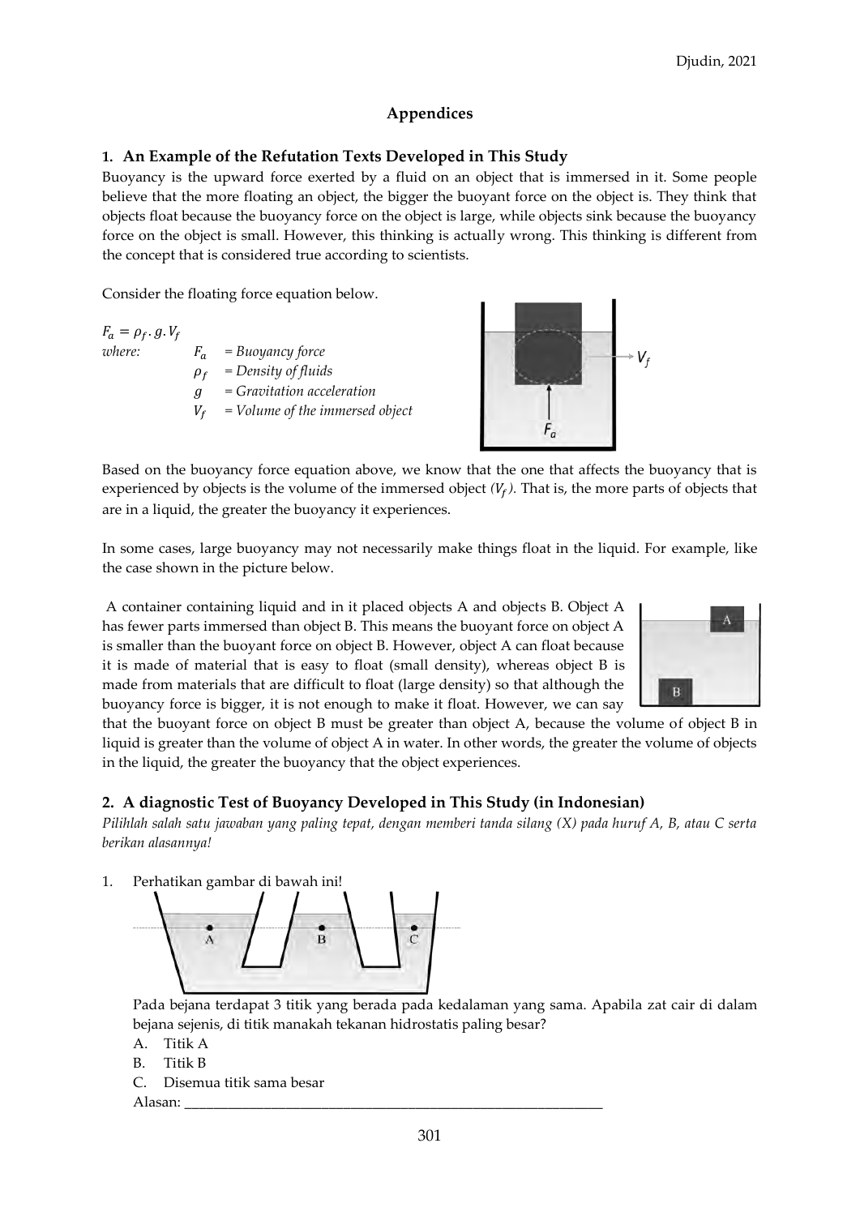## Appendices

### 1. An Example of the Refutation Texts Developed in This Study

Buoyancy is the upward force exerted by a fluid on an object that is immersed in it. Some people believe that the more floating an object, the bigger the buoyant force on the object is. They think that objects float because the buoyancy force on the object is large, while objects sink because the buoyancy force on the object is small. However, this thinking is actually wrong. This thinking is different from the concept that is considered true according to scientists.

Consider the floating force equation below.

$$F_a = \rho_f . g . V_f$$

where:
- $F_a$ = *Buoyancy force*
- $\rho_f$ = *Density of fluids*
- $g$ = *Gravitation acceleration*
- $V_f$ = *Volume of the immersed object*

Based on the buoyancy force equation above, we know that the one that affects the buoyancy that is experienced by objects is the volume of the immersed object *($V_f$)*. That is, the more parts of objects that are in a liquid, the greater the buoyancy it experiences.

In some cases, large buoyancy may not necessarily make things float in the liquid. For example, like the case shown in the picture below.

A container containing liquid and in it placed objects A and objects B. Object A has fewer parts immersed than object B. This means the buoyant force on object A is smaller than the buoyant force on object B. However, object A can float because it is made of material that is easy to float (small density), whereas object B is made from materials that are difficult to float (large density) so that although the buoyancy force is bigger, it is not enough to make it float. However, we can say that the buoyant force on object B must be greater than object A, because the volume of object B in liquid is greater than the volume of object A in water. In other words, the greater the volume of objects in the liquid, the greater the buoyancy that the object experiences.

### 2. A diagnostic Test of Buoyancy Developed in This Study (in Indonesian)

*Pilihlah salah satu jawaban yang paling tepat, dengan memberi tanda silang (X) pada huruf A, B, atau C serta berikan alasannya!*

1. Perhatikan gambar di bawah ini!

   Pada bejana terdapat 3 titik yang berada pada kedalaman yang sama. Apabila zat cair di dalam bejana sejenis, di titik manakah tekanan hidrostatis paling besar?

   A. Titik A
   B. Titik B
   C. Disemua titik sama besar

   Alasan: ____________________________________________________________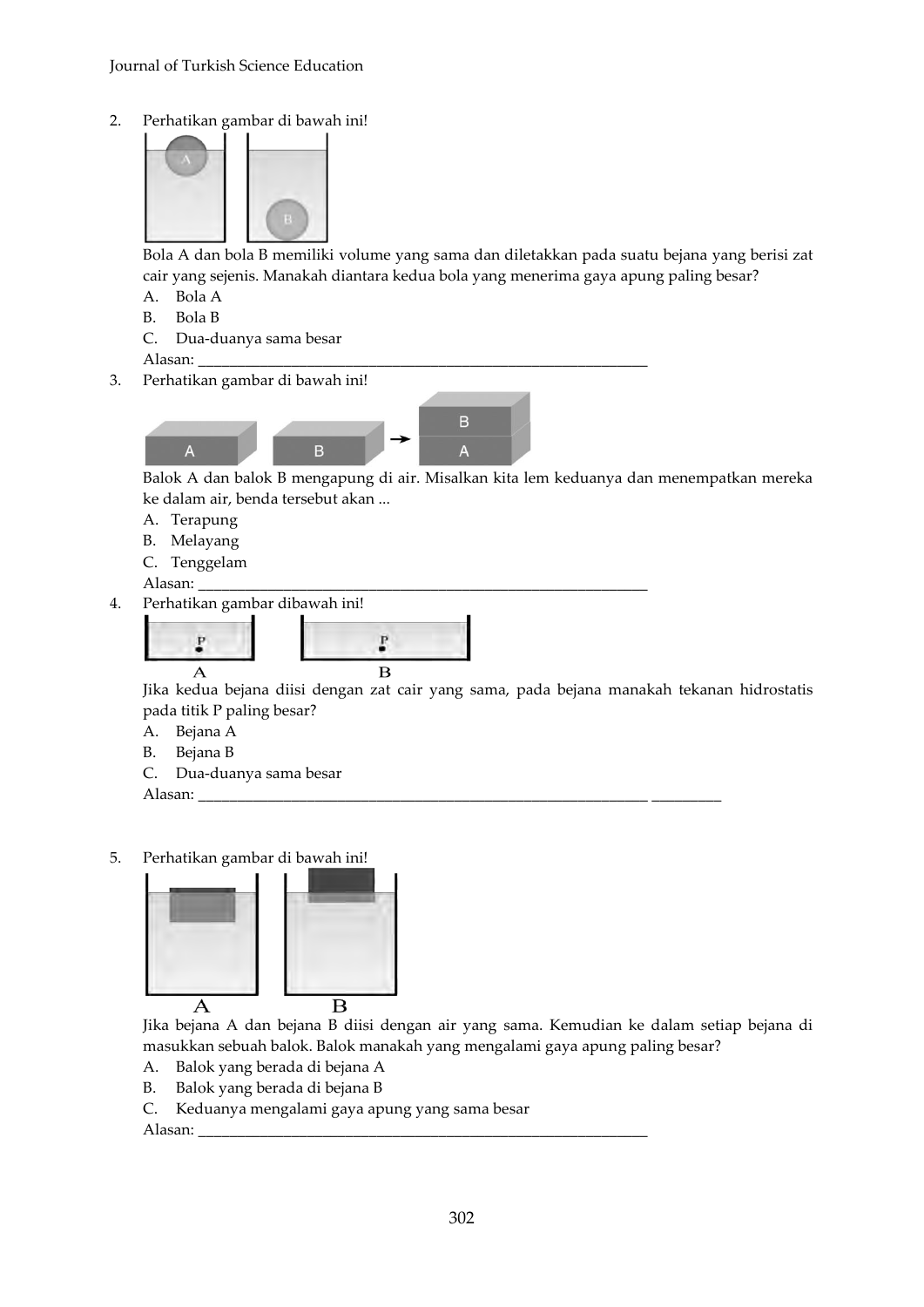2. Perhatikan gambar di bawah ini!

   Bola A dan bola B memiliki volume yang sama dan diletakkan pada suatu bejana yang berisi zat cair yang sejenis. Manakah diantara kedua bola yang menerima gaya apung paling besar?

   A. Bola A
   B. Bola B
   C. Dua-duanya sama besar

   Alasan: ______________________________________________________________

3. Perhatikan gambar di bawah ini!

   Balok A dan balok B mengapung di air. Misalkan kita lem keduanya dan menempatkan mereka ke dalam air, benda tersebut akan ...

   A. Terapung
   B. Melayang
   C. Tenggelam

   Alasan: ______________________________________________________________

4. Perhatikan gambar dibawah ini!

   Jika kedua bejana diisi dengan zat cair yang sama, pada bejana manakah tekanan hidrostatis pada titik P paling besar?

   A. Bejana A
   B. Bejana B
   C. Dua-duanya sama besar

   Alasan: ______________________________________________________________ __________

5. Perhatikan gambar di bawah ini!

   Jika bejana A dan bejana B diisi dengan air yang sama. Kemudian ke dalam setiap bejana di masukkan sebuah balok. Balok manakah yang mengalami gaya apung paling besar?

   A. Balok yang berada di bejana A
   B. Balok yang berada di bejana B
   C. Keduanya mengalami gaya apung yang sama besar

   Alasan: ______________________________________________________________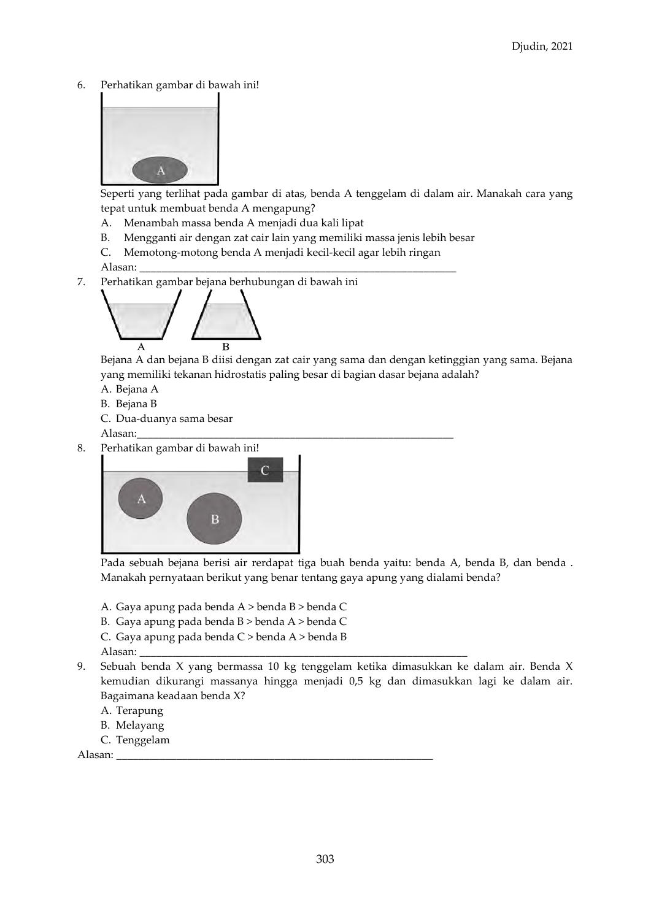6. Perhatikan gambar di bawah ini!

   Seperti yang terlihat pada gambar di atas, benda A tenggelam di dalam air. Manakah cara yang tepat untuk membuat benda A mengapung?

   A. Menambah massa benda A menjadi dua kali lipat
   B. Mengganti air dengan zat cair lain yang memiliki massa jenis lebih besar
   C. Memotong-motong benda A menjadi kecil-kecil agar lebih ringan

   Alasan: ____________________________________________________________

7. Perhatikan gambar bejana berhubungan di bawah ini

   A B

   Bejana A dan bejana B diisi dengan zat cair yang sama dan dengan ketinggian yang sama. Bejana yang memiliki tekanan hidrostatis paling besar di bagian dasar bejana adalah?

   A. Bejana A
   B. Bejana B
   C. Dua-duanya sama besar

   Alasan:____________________________________________________________

8. Perhatikan gambar di bawah ini!

   C

   A

   B

   Pada sebuah bejana berisi air rerdapat tiga buah benda yaitu: benda A, benda B, dan benda . Manakah pernyataan berikut yang benar tentang gaya apung yang dialami benda?

   A. Gaya apung pada benda A > benda B > benda C
   B. Gaya apung pada benda B > benda A > benda C
   C. Gaya apung pada benda C > benda A > benda B

   Alasan: ______________________________________________________________

9. Sebuah benda X yang bermassa 10 kg tenggelam ketika dimasukkan ke dalam air. Benda X kemudian dikurangi massanya hingga menjadi 0,5 kg dan dimasukkan lagi ke dalam air. Bagaimana keadaan benda X?

   A. Terapung
   B. Melayang
   C. Tenggelam

Alasan: ____________________________________________________________